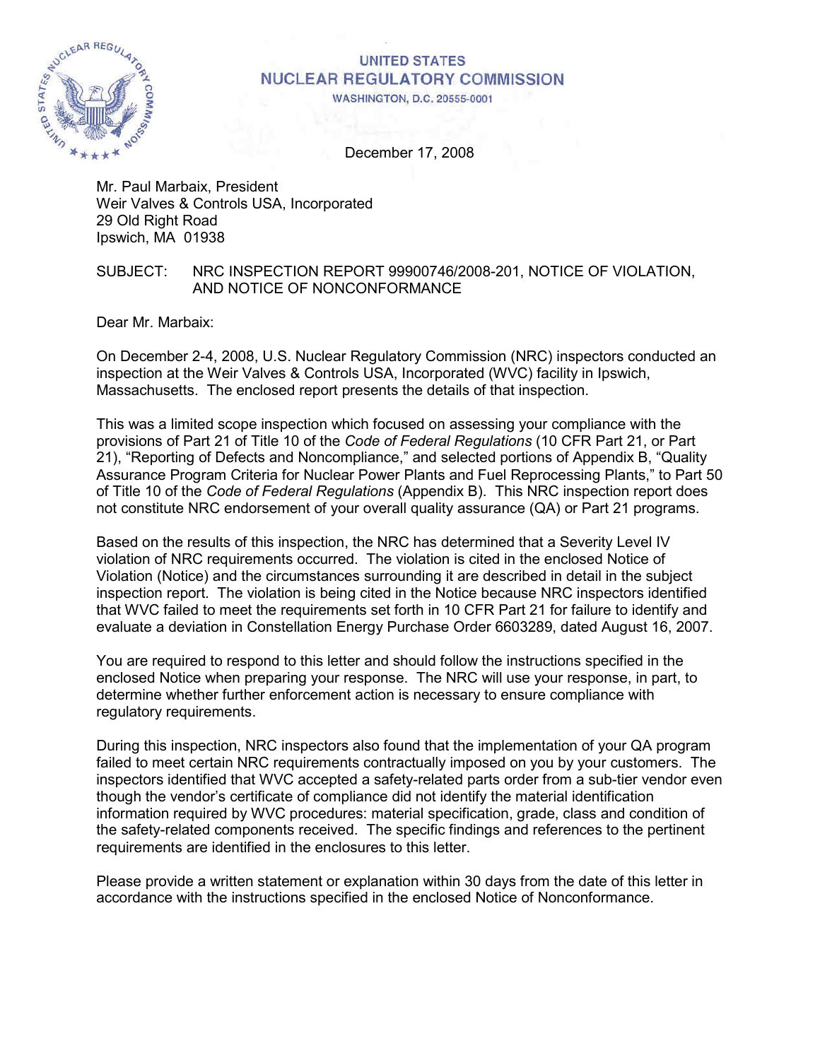UNITED STATES
NUCLEAR REGULATORY COMMISSION
WASHINGTON, D.C. 20555-0001

December 17, 2008

Mr. Paul Marbaix, President
Weir Valves & Controls USA, Incorporated
29 Old Right Road
Ipswich, MA 01938

SUBJECT: NRC INSPECTION REPORT 99900746/2008-201, NOTICE OF VIOLATION, AND NOTICE OF NONCONFORMANCE

Dear Mr. Marbaix:

On December 2-4, 2008, U.S. Nuclear Regulatory Commission (NRC) inspectors conducted an inspection at the Weir Valves & Controls USA, Incorporated (WVC) facility in Ipswich, Massachusetts. The enclosed report presents the details of that inspection.

This was a limited scope inspection which focused on assessing your compliance with the provisions of Part 21 of Title 10 of the *Code of Federal Regulations* (10 CFR Part 21, or Part 21), "Reporting of Defects and Noncompliance," and selected portions of Appendix B, "Quality Assurance Program Criteria for Nuclear Power Plants and Fuel Reprocessing Plants," to Part 50 of Title 10 of the *Code of Federal Regulations* (Appendix B). This NRC inspection report does not constitute NRC endorsement of your overall quality assurance (QA) or Part 21 programs.

Based on the results of this inspection, the NRC has determined that a Severity Level IV violation of NRC requirements occurred. The violation is cited in the enclosed Notice of Violation (Notice) and the circumstances surrounding it are described in detail in the subject inspection report. The violation is being cited in the Notice because NRC inspectors identified that WVC failed to meet the requirements set forth in 10 CFR Part 21 for failure to identify and evaluate a deviation in Constellation Energy Purchase Order 6603289, dated August 16, 2007.

You are required to respond to this letter and should follow the instructions specified in the enclosed Notice when preparing your response. The NRC will use your response, in part, to determine whether further enforcement action is necessary to ensure compliance with regulatory requirements.

During this inspection, NRC inspectors also found that the implementation of your QA program failed to meet certain NRC requirements contractually imposed on you by your customers. The inspectors identified that WVC accepted a safety-related parts order from a sub-tier vendor even though the vendor's certificate of compliance did not identify the material identification information required by WVC procedures: material specification, grade, class and condition of the safety-related components received. The specific findings and references to the pertinent requirements are identified in the enclosures to this letter.

Please provide a written statement or explanation within 30 days from the date of this letter in accordance with the instructions specified in the enclosed Notice of Nonconformance.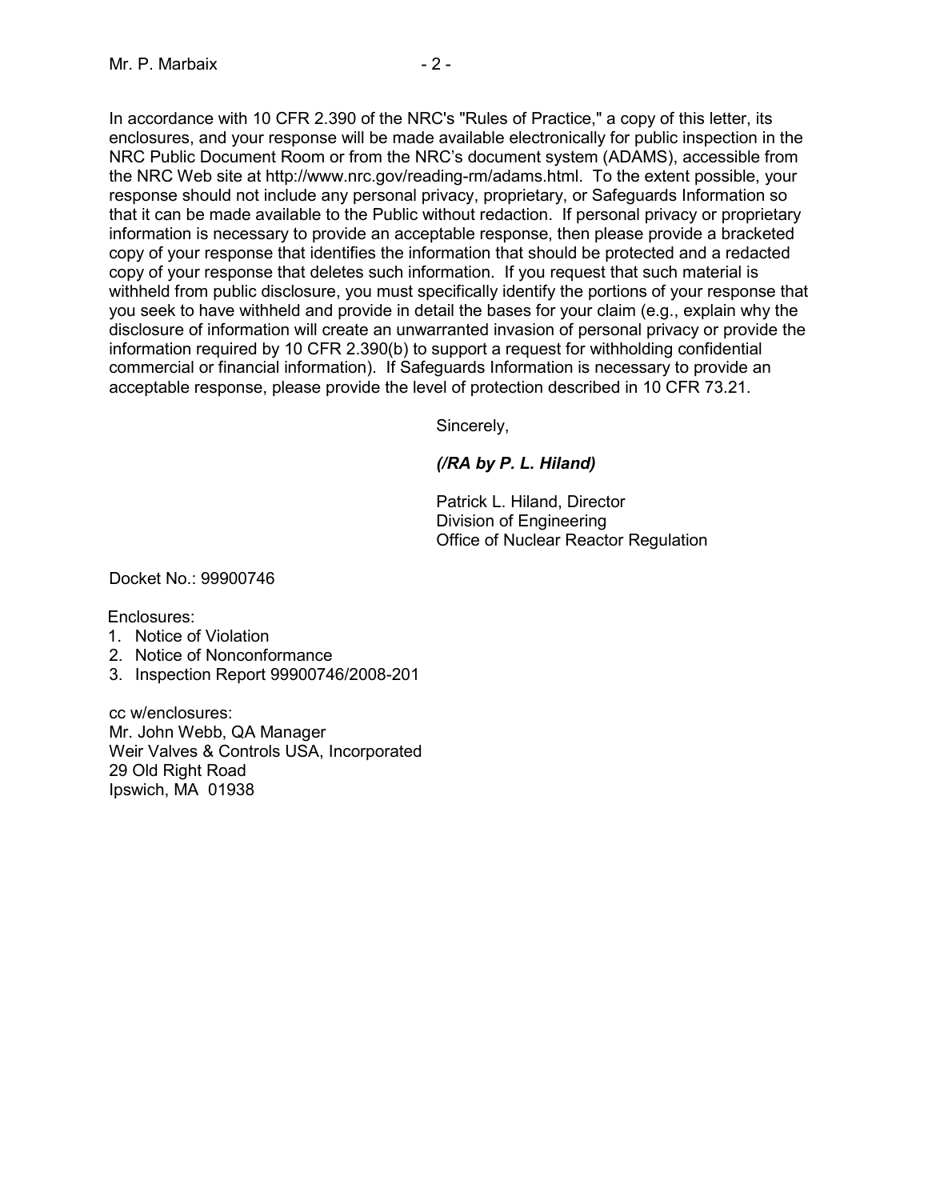In accordance with 10 CFR 2.390 of the NRC's "Rules of Practice," a copy of this letter, its enclosures, and your response will be made available electronically for public inspection in the NRC Public Document Room or from the NRC's document system (ADAMS), accessible from the NRC Web site at http://www.nrc.gov/reading-rm/adams.html. To the extent possible, your response should not include any personal privacy, proprietary, or Safeguards Information so that it can be made available to the Public without redaction. If personal privacy or proprietary information is necessary to provide an acceptable response, then please provide a bracketed copy of your response that identifies the information that should be protected and a redacted copy of your response that deletes such information. If you request that such material is withheld from public disclosure, you must specifically identify the portions of your response that you seek to have withheld and provide in detail the bases for your claim (e.g., explain why the disclosure of information will create an unwarranted invasion of personal privacy or provide the information required by 10 CFR 2.390(b) to support a request for withholding confidential commercial or financial information). If Safeguards Information is necessary to provide an acceptable response, please provide the level of protection described in 10 CFR 73.21.

Sincerely,

***(/RA by P. L. Hiland)***

Patrick L. Hiland, Director  
Division of Engineering  
Office of Nuclear Reactor Regulation

Docket No.: 99900746

Enclosures:
1. Notice of Violation
2. Notice of Nonconformance
3. Inspection Report 99900746/2008-201

cc w/enclosures:  
Mr. John Webb, QA Manager  
Weir Valves & Controls USA, Incorporated  
29 Old Right Road  
Ipswich, MA 01938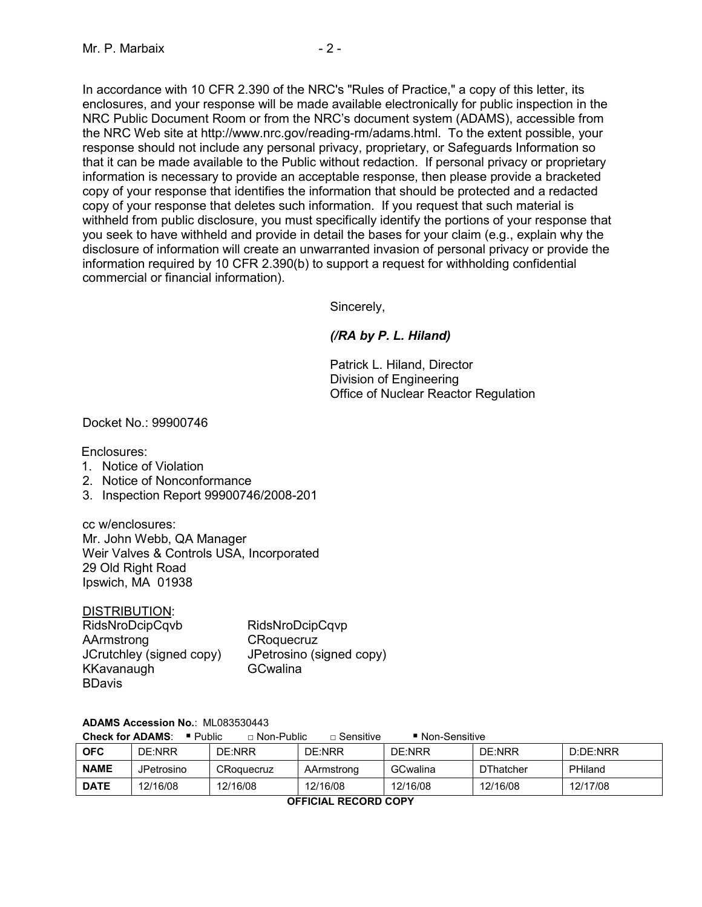In accordance with 10 CFR 2.390 of the NRC's "Rules of Practice," a copy of this letter, its enclosures, and your response will be made available electronically for public inspection in the NRC Public Document Room or from the NRC's document system (ADAMS), accessible from the NRC Web site at http://www.nrc.gov/reading-rm/adams.html. To the extent possible, your response should not include any personal privacy, proprietary, or Safeguards Information so that it can be made available to the Public without redaction. If personal privacy or proprietary information is necessary to provide an acceptable response, then please provide a bracketed copy of your response that identifies the information that should be protected and a redacted copy of your response that deletes such information. If you request that such material is withheld from public disclosure, you must specifically identify the portions of your response that you seek to have withheld and provide in detail the bases for your claim (e.g., explain why the disclosure of information will create an unwarranted invasion of personal privacy or provide the information required by 10 CFR 2.390(b) to support a request for withholding confidential commercial or financial information).

Sincerely,

***(/RA by P. L. Hiland)***

Patrick L. Hiland, Director
Division of Engineering
Office of Nuclear Reactor Regulation

Docket No.: 99900746

Enclosures:
1. Notice of Violation
2. Notice of Nonconformance
3. Inspection Report 99900746/2008-201

cc w/enclosures:
Mr. John Webb, QA Manager
Weir Valves & Controls USA, Incorporated
29 Old Right Road
Ipswich, MA 01938

DISTRIBUTION:
RidsNroDcipCqvb
RidsNroDcipCqvp
AArmstrong
CRoquecruz
JCrutchley (signed copy)
JPetrosino (signed copy)
KKavanaugh
GCwalina
BDavis

**ADAMS Accession No.**: ML083530443

**Check for ADAMS**: ■ Public □ Non-Public □ Sensitive ■ Non-Sensitive

| **OFC** | DE:NRR | DE:NRR | DE:NRR | DE:NRR | DE:NRR | D:DE:NRR |
|---|---|---|---|---|---|---|
| **NAME** | JPetrosino | CRoquecruz | AArmstrong | GCwalina | DThatcher | PHiland |
| **DATE** | 12/16/08 | 12/16/08 | 12/16/08 | 12/16/08 | 12/16/08 | 12/17/08 |

**OFFICIAL RECORD COPY**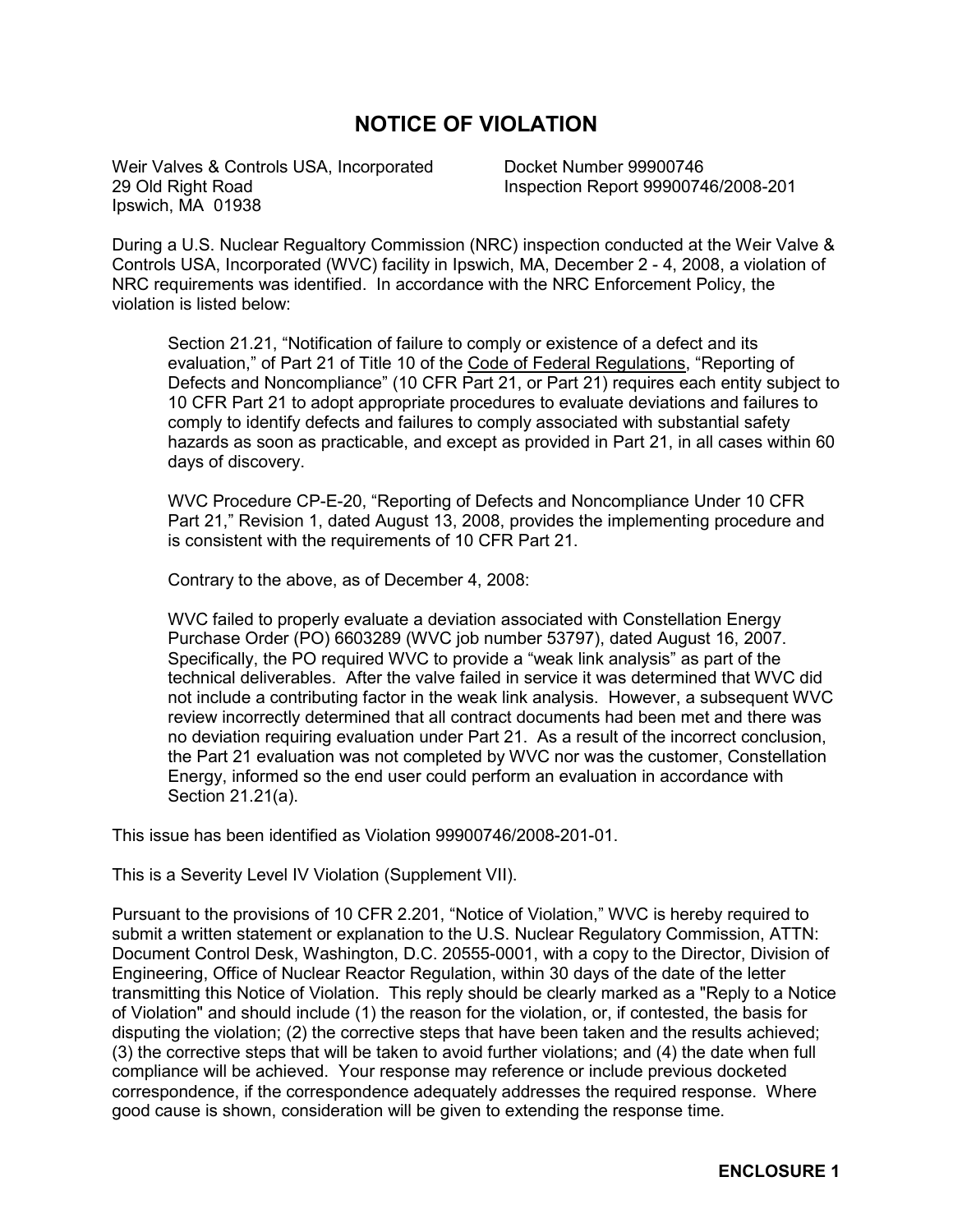# NOTICE OF VIOLATION

Weir Valves & Controls USA, Incorporated
29 Old Right Road
Ipswich, MA 01938

Docket Number 99900746
Inspection Report 99900746/2008-201

During a U.S. Nuclear Regualtory Commission (NRC) inspection conducted at the Weir Valve & Controls USA, Incorporated (WVC) facility in Ipswich, MA, December 2 - 4, 2008, a violation of NRC requirements was identified. In accordance with the NRC Enforcement Policy, the violation is listed below:

> Section 21.21, "Notification of failure to comply or existence of a defect and its evaluation," of Part 21 of Title 10 of the Code of Federal Regulations, "Reporting of Defects and Noncompliance" (10 CFR Part 21, or Part 21) requires each entity subject to 10 CFR Part 21 to adopt appropriate procedures to evaluate deviations and failures to comply to identify defects and failures to comply associated with substantial safety hazards as soon as practicable, and except as provided in Part 21, in all cases within 60 days of discovery.
>
> WVC Procedure CP-E-20, "Reporting of Defects and Noncompliance Under 10 CFR Part 21," Revision 1, dated August 13, 2008, provides the implementing procedure and is consistent with the requirements of 10 CFR Part 21.
>
> Contrary to the above, as of December 4, 2008:
>
> WVC failed to properly evaluate a deviation associated with Constellation Energy Purchase Order (PO) 6603289 (WVC job number 53797), dated August 16, 2007. Specifically, the PO required WVC to provide a "weak link analysis" as part of the technical deliverables. After the valve failed in service it was determined that WVC did not include a contributing factor in the weak link analysis. However, a subsequent WVC review incorrectly determined that all contract documents had been met and there was no deviation requiring evaluation under Part 21. As a result of the incorrect conclusion, the Part 21 evaluation was not completed by WVC nor was the customer, Constellation Energy, informed so the end user could perform an evaluation in accordance with Section 21.21(a).

This issue has been identified as Violation 99900746/2008-201-01.

This is a Severity Level IV Violation (Supplement VII).

Pursuant to the provisions of 10 CFR 2.201, "Notice of Violation," WVC is hereby required to submit a written statement or explanation to the U.S. Nuclear Regulatory Commission, ATTN: Document Control Desk, Washington, D.C. 20555-0001, with a copy to the Director, Division of Engineering, Office of Nuclear Reactor Regulation, within 30 days of the date of the letter transmitting this Notice of Violation. This reply should be clearly marked as a "Reply to a Notice of Violation" and should include (1) the reason for the violation, or, if contested, the basis for disputing the violation; (2) the corrective steps that have been taken and the results achieved; (3) the corrective steps that will be taken to avoid further violations; and (4) the date when full compliance will be achieved. Your response may reference or include previous docketed correspondence, if the correspondence adequately addresses the required response. Where good cause is shown, consideration will be given to extending the response time.

**ENCLOSURE 1**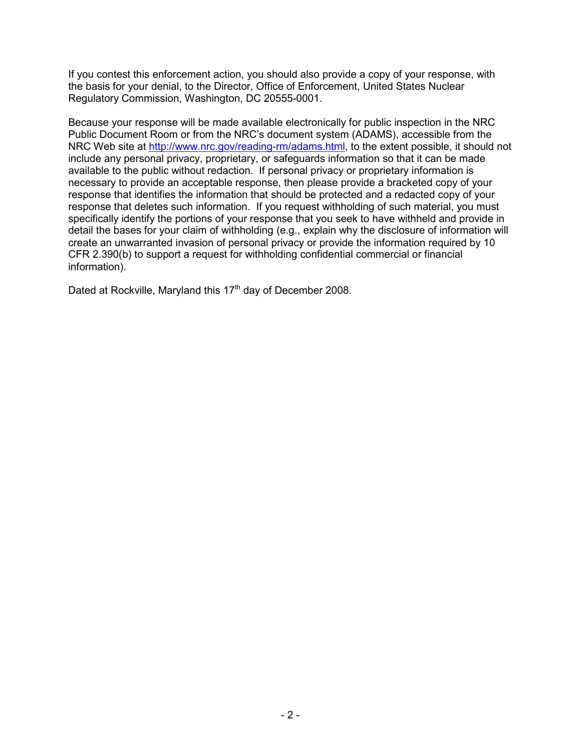If you contest this enforcement action, you should also provide a copy of your response, with the basis for your denial, to the Director, Office of Enforcement, United States Nuclear Regulatory Commission, Washington, DC 20555-0001.

Because your response will be made available electronically for public inspection in the NRC Public Document Room or from the NRC's document system (ADAMS), accessible from the NRC Web site at http://www.nrc.gov/reading-rm/adams.html, to the extent possible, it should not include any personal privacy, proprietary, or safeguards information so that it can be made available to the public without redaction. If personal privacy or proprietary information is necessary to provide an acceptable response, then please provide a bracketed copy of your response that identifies the information that should be protected and a redacted copy of your response that deletes such information. If you request withholding of such material, you must specifically identify the portions of your response that you seek to have withheld and provide in detail the bases for your claim of withholding (e.g., explain why the disclosure of information will create an unwarranted invasion of personal privacy or provide the information required by 10 CFR 2.390(b) to support a request for withholding confidential commercial or financial information).

Dated at Rockville, Maryland this 17th day of December 2008.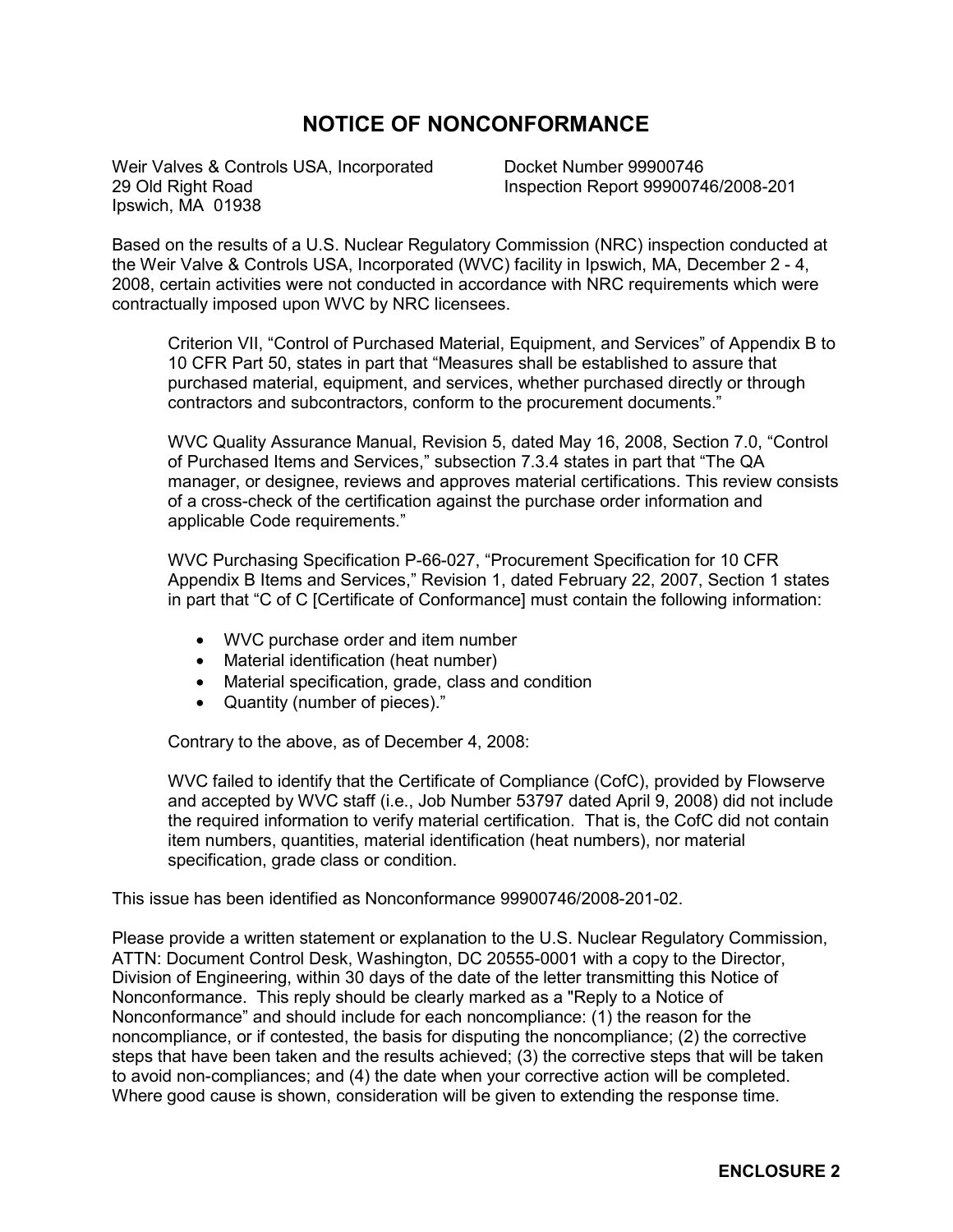# NOTICE OF NONCONFORMANCE

Weir Valves & Controls USA, Incorporated
29 Old Right Road
Ipswich, MA 01938

Docket Number 99900746
Inspection Report 99900746/2008-201

Based on the results of a U.S. Nuclear Regulatory Commission (NRC) inspection conducted at the Weir Valve & Controls USA, Incorporated (WVC) facility in Ipswich, MA, December 2 - 4, 2008, certain activities were not conducted in accordance with NRC requirements which were contractually imposed upon WVC by NRC licensees.

> Criterion VII, "Control of Purchased Material, Equipment, and Services" of Appendix B to 10 CFR Part 50, states in part that "Measures shall be established to assure that purchased material, equipment, and services, whether purchased directly or through contractors and subcontractors, conform to the procurement documents."
>
> WVC Quality Assurance Manual, Revision 5, dated May 16, 2008, Section 7.0, "Control of Purchased Items and Services," subsection 7.3.4 states in part that "The QA manager, or designee, reviews and approves material certifications. This review consists of a cross-check of the certification against the purchase order information and applicable Code requirements."
>
> WVC Purchasing Specification P-66-027, "Procurement Specification for 10 CFR Appendix B Items and Services," Revision 1, dated February 22, 2007, Section 1 states in part that "C of C [Certificate of Conformance] must contain the following information:
>
> - WVC purchase order and item number
> - Material identification (heat number)
> - Material specification, grade, class and condition
> - Quantity (number of pieces)."
>
> Contrary to the above, as of December 4, 2008:
>
> WVC failed to identify that the Certificate of Compliance (CofC), provided by Flowserve and accepted by WVC staff (i.e., Job Number 53797 dated April 9, 2008) did not include the required information to verify material certification. That is, the CofC did not contain item numbers, quantities, material identification (heat numbers), nor material specification, grade class or condition.

This issue has been identified as Nonconformance 99900746/2008-201-02.

Please provide a written statement or explanation to the U.S. Nuclear Regulatory Commission, ATTN: Document Control Desk, Washington, DC 20555-0001 with a copy to the Director, Division of Engineering, within 30 days of the date of the letter transmitting this Notice of Nonconformance. This reply should be clearly marked as a "Reply to a Notice of Nonconformance" and should include for each noncompliance: (1) the reason for the noncompliance, or if contested, the basis for disputing the noncompliance; (2) the corrective steps that have been taken and the results achieved; (3) the corrective steps that will be taken to avoid non-compliances; and (4) the date when your corrective action will be completed. Where good cause is shown, consideration will be given to extending the response time.

**ENCLOSURE 2**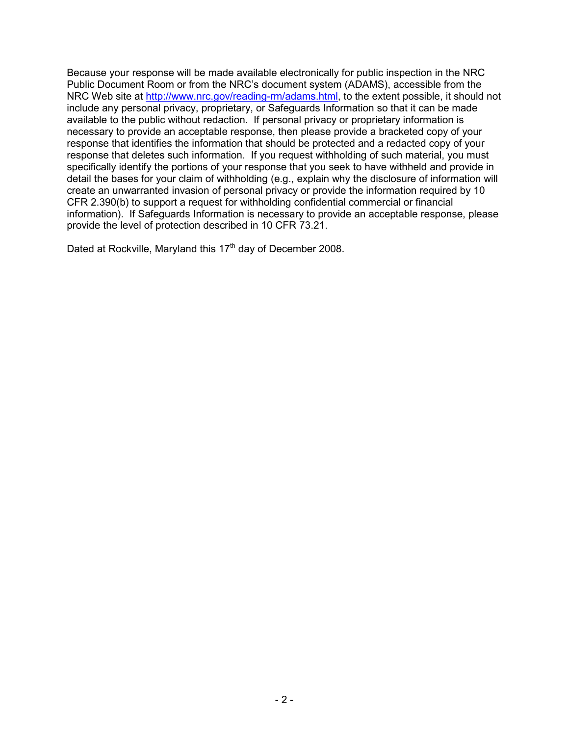Because your response will be made available electronically for public inspection in the NRC Public Document Room or from the NRC's document system (ADAMS), accessible from the NRC Web site at http://www.nrc.gov/reading-rm/adams.html, to the extent possible, it should not include any personal privacy, proprietary, or Safeguards Information so that it can be made available to the public without redaction. If personal privacy or proprietary information is necessary to provide an acceptable response, then please provide a bracketed copy of your response that identifies the information that should be protected and a redacted copy of your response that deletes such information. If you request withholding of such material, you must specifically identify the portions of your response that you seek to have withheld and provide in detail the bases for your claim of withholding (e.g., explain why the disclosure of information will create an unwarranted invasion of personal privacy or provide the information required by 10 CFR 2.390(b) to support a request for withholding confidential commercial or financial information). If Safeguards Information is necessary to provide an acceptable response, please provide the level of protection described in 10 CFR 73.21.

Dated at Rockville, Maryland this 17th day of December 2008.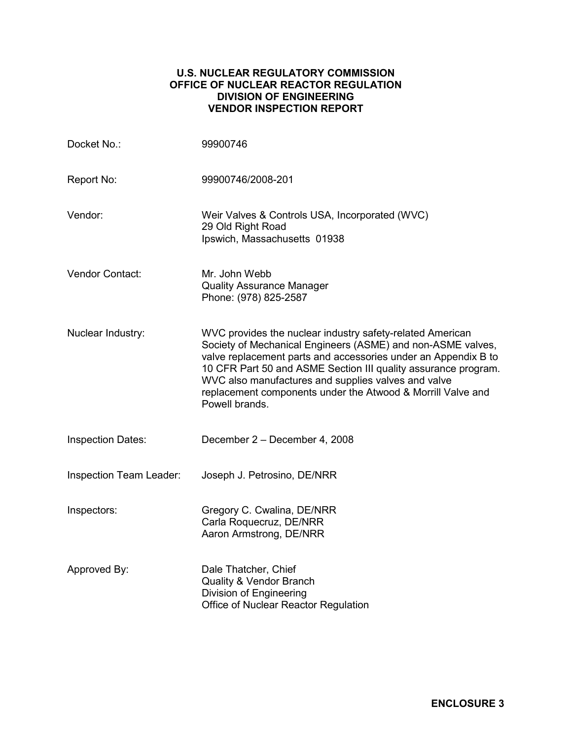**U.S. NUCLEAR REGULATORY COMMISSION**
**OFFICE OF NUCLEAR REACTOR REGULATION**
**DIVISION OF ENGINEERING**
**VENDOR INSPECTION REPORT**

| | |
|---|---|
| Docket No.: | 99900746 |
| Report No: | 99900746/2008-201 |
| Vendor: | Weir Valves & Controls USA, Incorporated (WVC)<br>29 Old Right Road<br>Ipswich, Massachusetts 01938 |
| Vendor Contact: | Mr. John Webb<br>Quality Assurance Manager<br>Phone: (978) 825-2587 |
| Nuclear Industry: | WVC provides the nuclear industry safety-related American Society of Mechanical Engineers (ASME) and non-ASME valves, valve replacement parts and accessories under an Appendix B to 10 CFR Part 50 and ASME Section III quality assurance program. WVC also manufactures and supplies valves and valve replacement components under the Atwood & Morrill Valve and Powell brands. |
| Inspection Dates: | December 2 – December 4, 2008 |
| Inspection Team Leader: | Joseph J. Petrosino, DE/NRR |
| Inspectors: | Gregory C. Cwalina, DE/NRR<br>Carla Roquecruz, DE/NRR<br>Aaron Armstrong, DE/NRR |
| Approved By: | Dale Thatcher, Chief<br>Quality & Vendor Branch<br>Division of Engineering<br>Office of Nuclear Reactor Regulation |

**ENCLOSURE 3**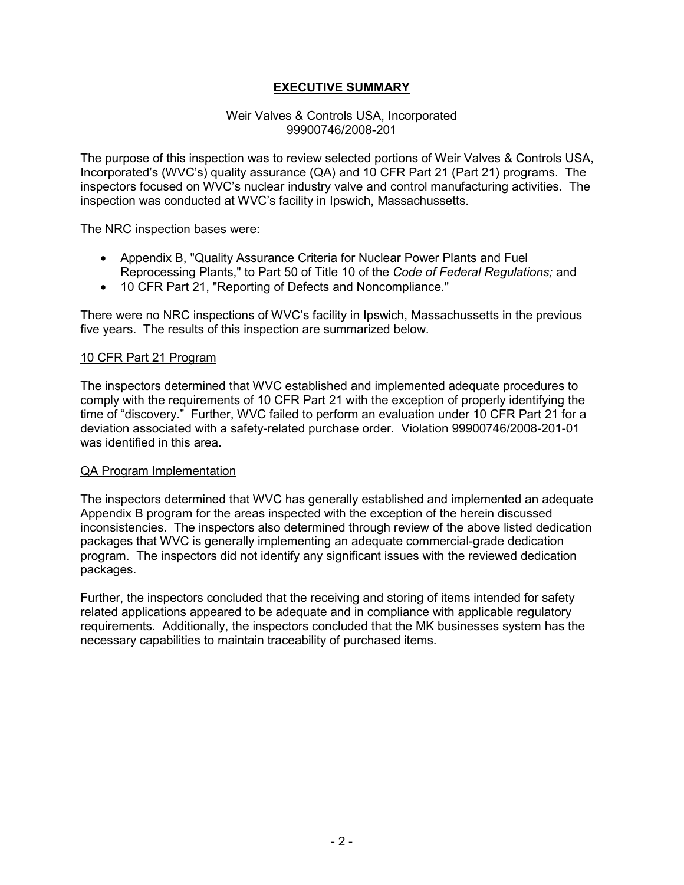# EXECUTIVE SUMMARY

Weir Valves & Controls USA, Incorporated
99900746/2008-201

The purpose of this inspection was to review selected portions of Weir Valves & Controls USA, Incorporated's (WVC's) quality assurance (QA) and 10 CFR Part 21 (Part 21) programs. The inspectors focused on WVC's nuclear industry valve and control manufacturing activities. The inspection was conducted at WVC's facility in Ipswich, Massachussetts.

The NRC inspection bases were:

- Appendix B, "Quality Assurance Criteria for Nuclear Power Plants and Fuel Reprocessing Plants," to Part 50 of Title 10 of the *Code of Federal Regulations;* and
- 10 CFR Part 21, "Reporting of Defects and Noncompliance."

There were no NRC inspections of WVC's facility in Ipswich, Massachussetts in the previous five years. The results of this inspection are summarized below.

## 10 CFR Part 21 Program

The inspectors determined that WVC established and implemented adequate procedures to comply with the requirements of 10 CFR Part 21 with the exception of properly identifying the time of "discovery." Further, WVC failed to perform an evaluation under 10 CFR Part 21 for a deviation associated with a safety-related purchase order. Violation 99900746/2008-201-01 was identified in this area.

## QA Program Implementation

The inspectors determined that WVC has generally established and implemented an adequate Appendix B program for the areas inspected with the exception of the herein discussed inconsistencies. The inspectors also determined through review of the above listed dedication packages that WVC is generally implementing an adequate commercial-grade dedication program. The inspectors did not identify any significant issues with the reviewed dedication packages.

Further, the inspectors concluded that the receiving and storing of items intended for safety related applications appeared to be adequate and in compliance with applicable regulatory requirements. Additionally, the inspectors concluded that the MK businesses system has the necessary capabilities to maintain traceability of purchased items.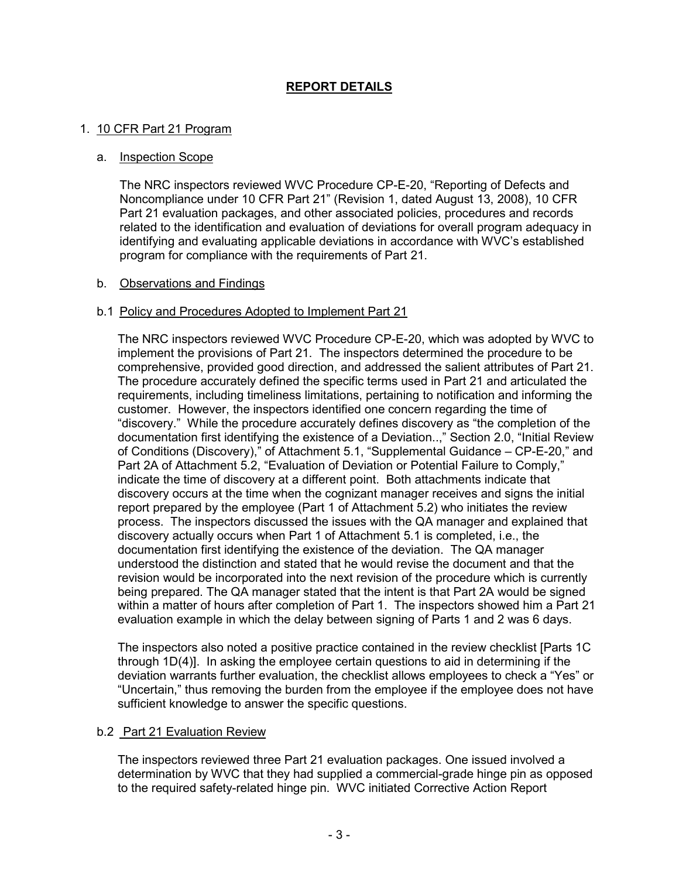## REPORT DETAILS

1. 10 CFR Part 21 Program

   a. Inspection Scope

   The NRC inspectors reviewed WVC Procedure CP-E-20, "Reporting of Defects and Noncompliance under 10 CFR Part 21" (Revision 1, dated August 13, 2008), 10 CFR Part 21 evaluation packages, and other associated policies, procedures and records related to the identification and evaluation of deviations for overall program adequacy in identifying and evaluating applicable deviations in accordance with WVC's established program for compliance with the requirements of Part 21.

   b. Observations and Findings

   b.1 Policy and Procedures Adopted to Implement Part 21

   The NRC inspectors reviewed WVC Procedure CP-E-20, which was adopted by WVC to implement the provisions of Part 21. The inspectors determined the procedure to be comprehensive, provided good direction, and addressed the salient attributes of Part 21. The procedure accurately defined the specific terms used in Part 21 and articulated the requirements, including timeliness limitations, pertaining to notification and informing the customer. However, the inspectors identified one concern regarding the time of "discovery." While the procedure accurately defines discovery as "the completion of the documentation first identifying the existence of a Deviation..," Section 2.0, "Initial Review of Conditions (Discovery)," of Attachment 5.1, "Supplemental Guidance – CP-E-20," and Part 2A of Attachment 5.2, "Evaluation of Deviation or Potential Failure to Comply," indicate the time of discovery at a different point. Both attachments indicate that discovery occurs at the time when the cognizant manager receives and signs the initial report prepared by the employee (Part 1 of Attachment 5.2) who initiates the review process. The inspectors discussed the issues with the QA manager and explained that discovery actually occurs when Part 1 of Attachment 5.1 is completed, i.e., the documentation first identifying the existence of the deviation. The QA manager understood the distinction and stated that he would revise the document and that the revision would be incorporated into the next revision of the procedure which is currently being prepared. The QA manager stated that the intent is that Part 2A would be signed within a matter of hours after completion of Part 1. The inspectors showed him a Part 21 evaluation example in which the delay between signing of Parts 1 and 2 was 6 days.

   The inspectors also noted a positive practice contained in the review checklist [Parts 1C through 1D(4)]. In asking the employee certain questions to aid in determining if the deviation warrants further evaluation, the checklist allows employees to check a "Yes" or "Uncertain," thus removing the burden from the employee if the employee does not have sufficient knowledge to answer the specific questions.

   b.2 Part 21 Evaluation Review

   The inspectors reviewed three Part 21 evaluation packages. One issued involved a determination by WVC that they had supplied a commercial-grade hinge pin as opposed to the required safety-related hinge pin. WVC initiated Corrective Action Report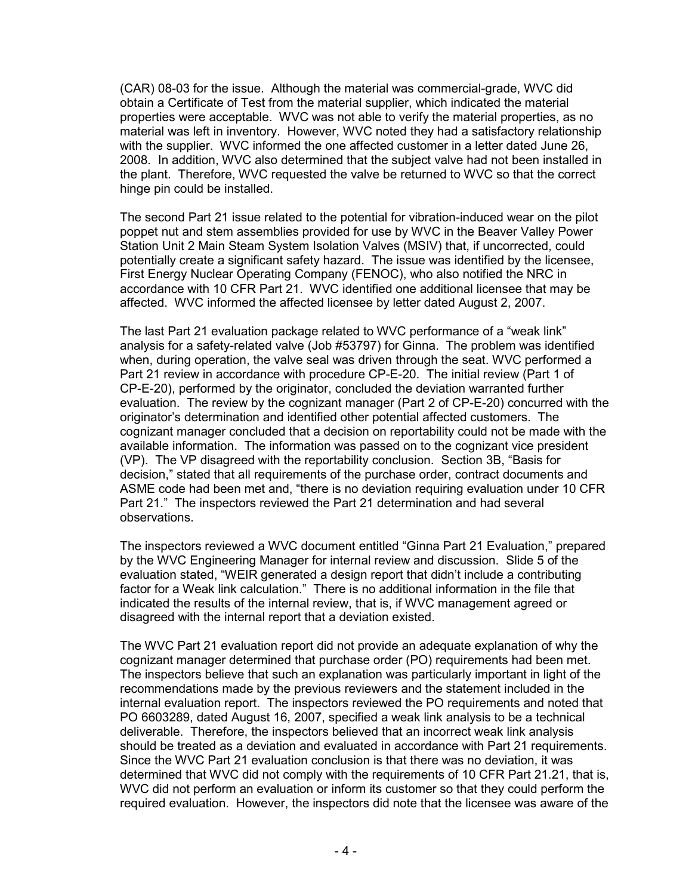(CAR) 08-03 for the issue. Although the material was commercial-grade, WVC did obtain a Certificate of Test from the material supplier, which indicated the material properties were acceptable. WVC was not able to verify the material properties, as no material was left in inventory. However, WVC noted they had a satisfactory relationship with the supplier. WVC informed the one affected customer in a letter dated June 26, 2008. In addition, WVC also determined that the subject valve had not been installed in the plant. Therefore, WVC requested the valve be returned to WVC so that the correct hinge pin could be installed.

The second Part 21 issue related to the potential for vibration-induced wear on the pilot poppet nut and stem assemblies provided for use by WVC in the Beaver Valley Power Station Unit 2 Main Steam System Isolation Valves (MSIV) that, if uncorrected, could potentially create a significant safety hazard. The issue was identified by the licensee, First Energy Nuclear Operating Company (FENOC), who also notified the NRC in accordance with 10 CFR Part 21. WVC identified one additional licensee that may be affected. WVC informed the affected licensee by letter dated August 2, 2007.

The last Part 21 evaluation package related to WVC performance of a "weak link" analysis for a safety-related valve (Job #53797) for Ginna. The problem was identified when, during operation, the valve seal was driven through the seat. WVC performed a Part 21 review in accordance with procedure CP-E-20. The initial review (Part 1 of CP-E-20), performed by the originator, concluded the deviation warranted further evaluation. The review by the cognizant manager (Part 2 of CP-E-20) concurred with the originator's determination and identified other potential affected customers. The cognizant manager concluded that a decision on reportability could not be made with the available information. The information was passed on to the cognizant vice president (VP). The VP disagreed with the reportability conclusion. Section 3B, "Basis for decision," stated that all requirements of the purchase order, contract documents and ASME code had been met and, "there is no deviation requiring evaluation under 10 CFR Part 21." The inspectors reviewed the Part 21 determination and had several observations.

The inspectors reviewed a WVC document entitled "Ginna Part 21 Evaluation," prepared by the WVC Engineering Manager for internal review and discussion. Slide 5 of the evaluation stated, "WEIR generated a design report that didn't include a contributing factor for a Weak link calculation." There is no additional information in the file that indicated the results of the internal review, that is, if WVC management agreed or disagreed with the internal report that a deviation existed.

The WVC Part 21 evaluation report did not provide an adequate explanation of why the cognizant manager determined that purchase order (PO) requirements had been met. The inspectors believe that such an explanation was particularly important in light of the recommendations made by the previous reviewers and the statement included in the internal evaluation report. The inspectors reviewed the PO requirements and noted that PO 6603289, dated August 16, 2007, specified a weak link analysis to be a technical deliverable. Therefore, the inspectors believed that an incorrect weak link analysis should be treated as a deviation and evaluated in accordance with Part 21 requirements. Since the WVC Part 21 evaluation conclusion is that there was no deviation, it was determined that WVC did not comply with the requirements of 10 CFR Part 21.21, that is, WVC did not perform an evaluation or inform its customer so that they could perform the required evaluation. However, the inspectors did note that the licensee was aware of the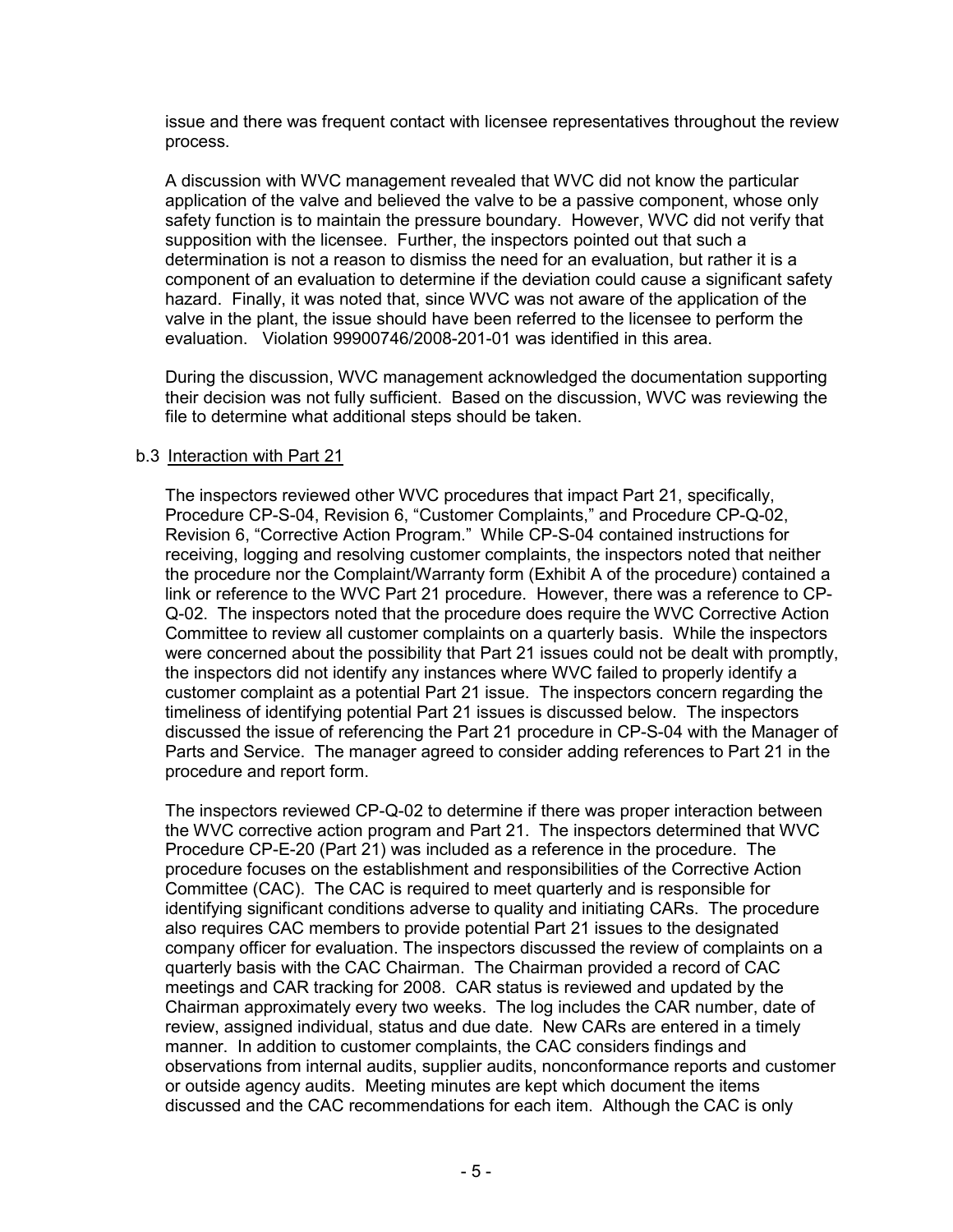issue and there was frequent contact with licensee representatives throughout the review process.

A discussion with WVC management revealed that WVC did not know the particular application of the valve and believed the valve to be a passive component, whose only safety function is to maintain the pressure boundary. However, WVC did not verify that supposition with the licensee. Further, the inspectors pointed out that such a determination is not a reason to dismiss the need for an evaluation, but rather it is a component of an evaluation to determine if the deviation could cause a significant safety hazard. Finally, it was noted that, since WVC was not aware of the application of the valve in the plant, the issue should have been referred to the licensee to perform the evaluation. Violation 99900746/2008-201-01 was identified in this area.

During the discussion, WVC management acknowledged the documentation supporting their decision was not fully sufficient. Based on the discussion, WVC was reviewing the file to determine what additional steps should be taken.

b.3 Interaction with Part 21

The inspectors reviewed other WVC procedures that impact Part 21, specifically, Procedure CP-S-04, Revision 6, "Customer Complaints," and Procedure CP-Q-02, Revision 6, "Corrective Action Program." While CP-S-04 contained instructions for receiving, logging and resolving customer complaints, the inspectors noted that neither the procedure nor the Complaint/Warranty form (Exhibit A of the procedure) contained a link or reference to the WVC Part 21 procedure. However, there was a reference to CP-Q-02. The inspectors noted that the procedure does require the WVC Corrective Action Committee to review all customer complaints on a quarterly basis. While the inspectors were concerned about the possibility that Part 21 issues could not be dealt with promptly, the inspectors did not identify any instances where WVC failed to properly identify a customer complaint as a potential Part 21 issue. The inspectors concern regarding the timeliness of identifying potential Part 21 issues is discussed below. The inspectors discussed the issue of referencing the Part 21 procedure in CP-S-04 with the Manager of Parts and Service. The manager agreed to consider adding references to Part 21 in the procedure and report form.

The inspectors reviewed CP-Q-02 to determine if there was proper interaction between the WVC corrective action program and Part 21. The inspectors determined that WVC Procedure CP-E-20 (Part 21) was included as a reference in the procedure. The procedure focuses on the establishment and responsibilities of the Corrective Action Committee (CAC). The CAC is required to meet quarterly and is responsible for identifying significant conditions adverse to quality and initiating CARs. The procedure also requires CAC members to provide potential Part 21 issues to the designated company officer for evaluation. The inspectors discussed the review of complaints on a quarterly basis with the CAC Chairman. The Chairman provided a record of CAC meetings and CAR tracking for 2008. CAR status is reviewed and updated by the Chairman approximately every two weeks. The log includes the CAR number, date of review, assigned individual, status and due date. New CARs are entered in a timely manner. In addition to customer complaints, the CAC considers findings and observations from internal audits, supplier audits, nonconformance reports and customer or outside agency audits. Meeting minutes are kept which document the items discussed and the CAC recommendations for each item. Although the CAC is only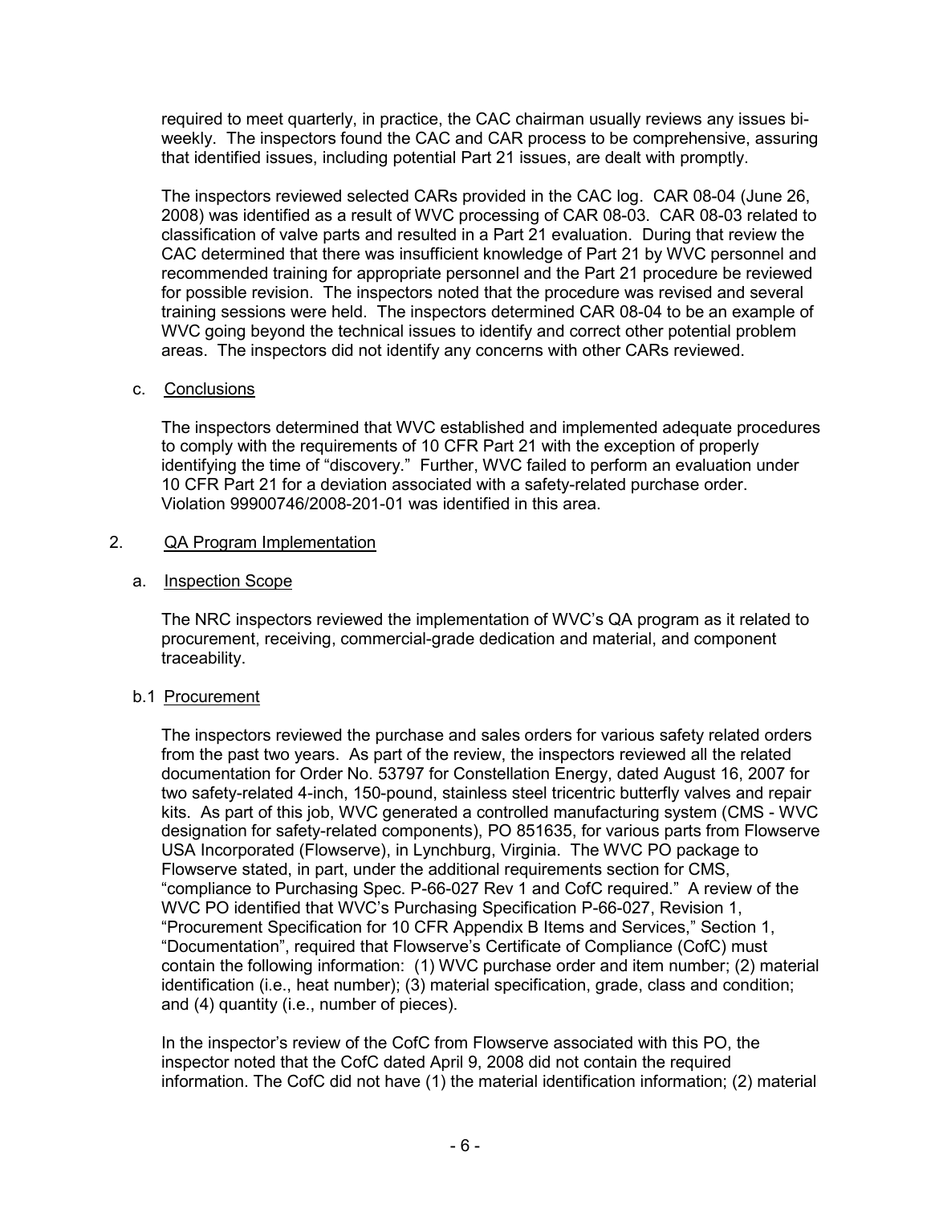required to meet quarterly, in practice, the CAC chairman usually reviews any issues bi-weekly. The inspectors found the CAC and CAR process to be comprehensive, assuring that identified issues, including potential Part 21 issues, are dealt with promptly.

The inspectors reviewed selected CARs provided in the CAC log. CAR 08-04 (June 26, 2008) was identified as a result of WVC processing of CAR 08-03. CAR 08-03 related to classification of valve parts and resulted in a Part 21 evaluation. During that review the CAC determined that there was insufficient knowledge of Part 21 by WVC personnel and recommended training for appropriate personnel and the Part 21 procedure be reviewed for possible revision. The inspectors noted that the procedure was revised and several training sessions were held. The inspectors determined CAR 08-04 to be an example of WVC going beyond the technical issues to identify and correct other potential problem areas. The inspectors did not identify any concerns with other CARs reviewed.

c. Conclusions

The inspectors determined that WVC established and implemented adequate procedures to comply with the requirements of 10 CFR Part 21 with the exception of properly identifying the time of "discovery." Further, WVC failed to perform an evaluation under 10 CFR Part 21 for a deviation associated with a safety-related purchase order. Violation 99900746/2008-201-01 was identified in this area.

## 2. QA Program Implementation

a. Inspection Scope

The NRC inspectors reviewed the implementation of WVC's QA program as it related to procurement, receiving, commercial-grade dedication and material, and component traceability.

b.1 Procurement

The inspectors reviewed the purchase and sales orders for various safety related orders from the past two years. As part of the review, the inspectors reviewed all the related documentation for Order No. 53797 for Constellation Energy, dated August 16, 2007 for two safety-related 4-inch, 150-pound, stainless steel tricentric butterfly valves and repair kits. As part of this job, WVC generated a controlled manufacturing system (CMS - WVC designation for safety-related components), PO 851635, for various parts from Flowserve USA Incorporated (Flowserve), in Lynchburg, Virginia. The WVC PO package to Flowserve stated, in part, under the additional requirements section for CMS, "compliance to Purchasing Spec. P-66-027 Rev 1 and CofC required." A review of the WVC PO identified that WVC's Purchasing Specification P-66-027, Revision 1, "Procurement Specification for 10 CFR Appendix B Items and Services," Section 1, "Documentation", required that Flowserve's Certificate of Compliance (CofC) must contain the following information: (1) WVC purchase order and item number; (2) material identification (i.e., heat number); (3) material specification, grade, class and condition; and (4) quantity (i.e., number of pieces).

In the inspector's review of the CofC from Flowserve associated with this PO, the inspector noted that the CofC dated April 9, 2008 did not contain the required information. The CofC did not have (1) the material identification information; (2) material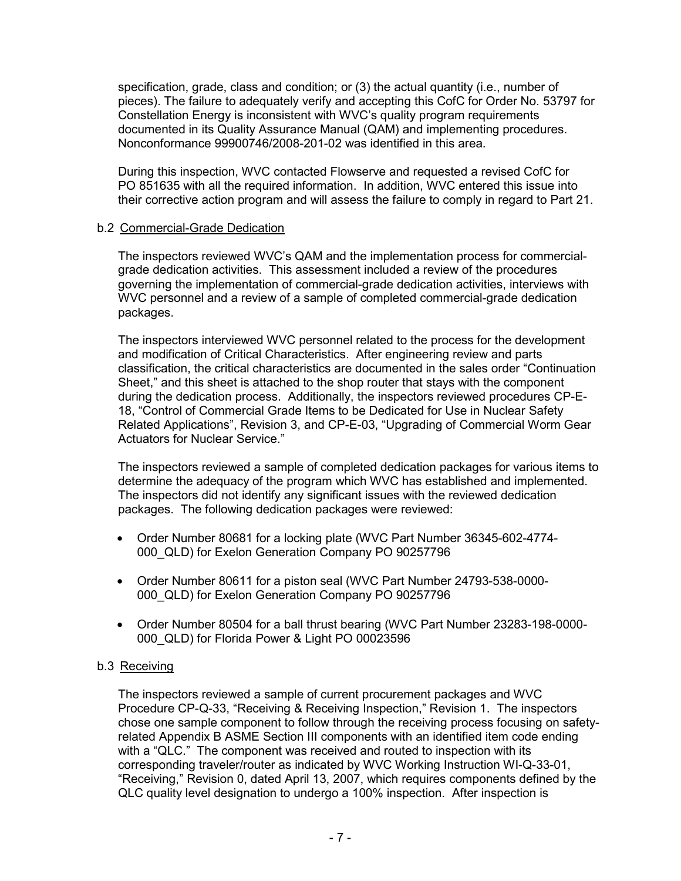specification, grade, class and condition; or (3) the actual quantity (i.e., number of pieces). The failure to adequately verify and accepting this CofC for Order No. 53797 for Constellation Energy is inconsistent with WVC's quality program requirements documented in its Quality Assurance Manual (QAM) and implementing procedures. Nonconformance 99900746/2008-201-02 was identified in this area.

During this inspection, WVC contacted Flowserve and requested a revised CofC for PO 851635 with all the required information. In addition, WVC entered this issue into their corrective action program and will assess the failure to comply in regard to Part 21.

b.2 Commercial-Grade Dedication

The inspectors reviewed WVC's QAM and the implementation process for commercial-grade dedication activities. This assessment included a review of the procedures governing the implementation of commercial-grade dedication activities, interviews with WVC personnel and a review of a sample of completed commercial-grade dedication packages.

The inspectors interviewed WVC personnel related to the process for the development and modification of Critical Characteristics. After engineering review and parts classification, the critical characteristics are documented in the sales order "Continuation Sheet," and this sheet is attached to the shop router that stays with the component during the dedication process. Additionally, the inspectors reviewed procedures CP-E-18, "Control of Commercial Grade Items to be Dedicated for Use in Nuclear Safety Related Applications", Revision 3, and CP-E-03, "Upgrading of Commercial Worm Gear Actuators for Nuclear Service."

The inspectors reviewed a sample of completed dedication packages for various items to determine the adequacy of the program which WVC has established and implemented. The inspectors did not identify any significant issues with the reviewed dedication packages. The following dedication packages were reviewed:

- Order Number 80681 for a locking plate (WVC Part Number 36345-602-4774-000_QLD) for Exelon Generation Company PO 90257796
- Order Number 80611 for a piston seal (WVC Part Number 24793-538-0000-000_QLD) for Exelon Generation Company PO 90257796
- Order Number 80504 for a ball thrust bearing (WVC Part Number 23283-198-0000-000_QLD) for Florida Power & Light PO 00023596

b.3 Receiving

The inspectors reviewed a sample of current procurement packages and WVC Procedure CP-Q-33, "Receiving & Receiving Inspection," Revision 1. The inspectors chose one sample component to follow through the receiving process focusing on safety-related Appendix B ASME Section III components with an identified item code ending with a "QLC." The component was received and routed to inspection with its corresponding traveler/router as indicated by WVC Working Instruction WI-Q-33-01, "Receiving," Revision 0, dated April 13, 2007, which requires components defined by the QLC quality level designation to undergo a 100% inspection. After inspection is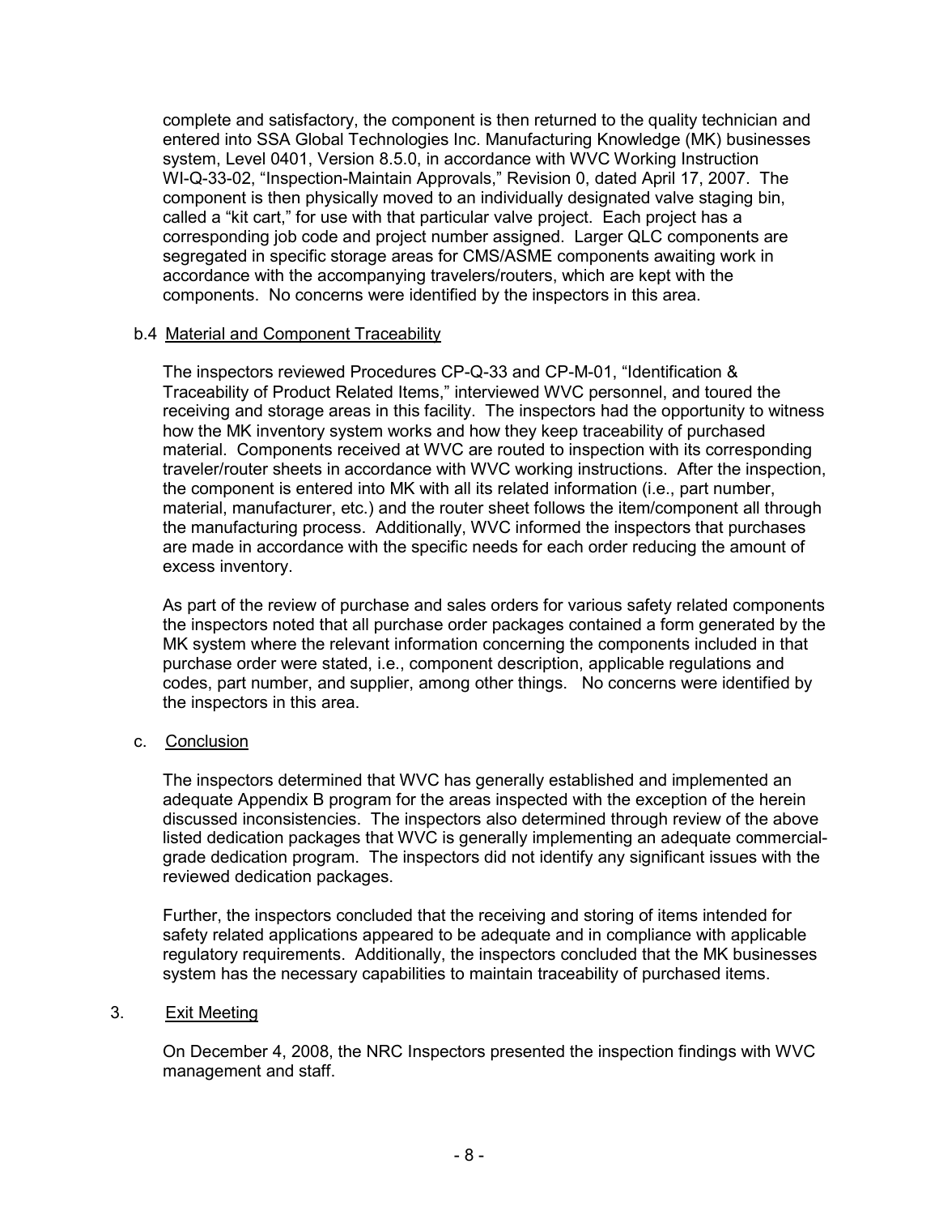complete and satisfactory, the component is then returned to the quality technician and entered into SSA Global Technologies Inc. Manufacturing Knowledge (MK) businesses system, Level 0401, Version 8.5.0, in accordance with WVC Working Instruction WI-Q-33-02, "Inspection-Maintain Approvals," Revision 0, dated April 17, 2007. The component is then physically moved to an individually designated valve staging bin, called a "kit cart," for use with that particular valve project. Each project has a corresponding job code and project number assigned. Larger QLC components are segregated in specific storage areas for CMS/ASME components awaiting work in accordance with the accompanying travelers/routers, which are kept with the components. No concerns were identified by the inspectors in this area.

b.4 Material and Component Traceability

The inspectors reviewed Procedures CP-Q-33 and CP-M-01, "Identification & Traceability of Product Related Items," interviewed WVC personnel, and toured the receiving and storage areas in this facility. The inspectors had the opportunity to witness how the MK inventory system works and how they keep traceability of purchased material. Components received at WVC are routed to inspection with its corresponding traveler/router sheets in accordance with WVC working instructions. After the inspection, the component is entered into MK with all its related information (i.e., part number, material, manufacturer, etc.) and the router sheet follows the item/component all through the manufacturing process. Additionally, WVC informed the inspectors that purchases are made in accordance with the specific needs for each order reducing the amount of excess inventory.

As part of the review of purchase and sales orders for various safety related components the inspectors noted that all purchase order packages contained a form generated by the MK system where the relevant information concerning the components included in that purchase order were stated, i.e., component description, applicable regulations and codes, part number, and supplier, among other things. No concerns were identified by the inspectors in this area.

c. Conclusion

The inspectors determined that WVC has generally established and implemented an adequate Appendix B program for the areas inspected with the exception of the herein discussed inconsistencies. The inspectors also determined through review of the above listed dedication packages that WVC is generally implementing an adequate commercial-grade dedication program. The inspectors did not identify any significant issues with the reviewed dedication packages.

Further, the inspectors concluded that the receiving and storing of items intended for safety related applications appeared to be adequate and in compliance with applicable regulatory requirements. Additionally, the inspectors concluded that the MK businesses system has the necessary capabilities to maintain traceability of purchased items.

3. Exit Meeting

On December 4, 2008, the NRC Inspectors presented the inspection findings with WVC management and staff.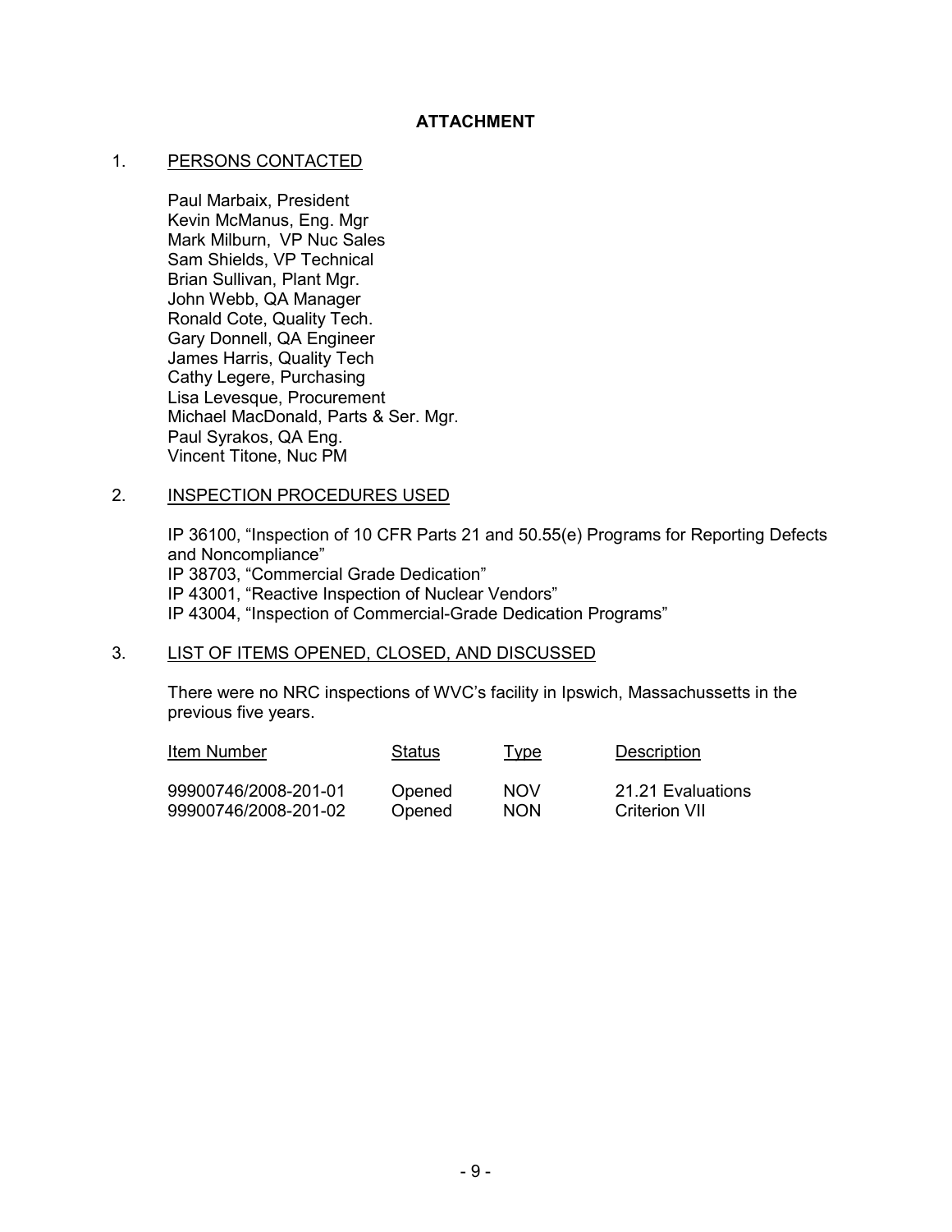**ATTACHMENT**

1. PERSONS CONTACTED

   Paul Marbaix, President
   Kevin McManus, Eng. Mgr
   Mark Milburn, VP Nuc Sales
   Sam Shields, VP Technical
   Brian Sullivan, Plant Mgr.
   John Webb, QA Manager
   Ronald Cote, Quality Tech.
   Gary Donnell, QA Engineer
   James Harris, Quality Tech
   Cathy Legere, Purchasing
   Lisa Levesque, Procurement
   Michael MacDonald, Parts & Ser. Mgr.
   Paul Syrakos, QA Eng.
   Vincent Titone, Nuc PM

2. INSPECTION PROCEDURES USED

   IP 36100, "Inspection of 10 CFR Parts 21 and 50.55(e) Programs for Reporting Defects and Noncompliance"
   IP 38703, "Commercial Grade Dedication"
   IP 43001, "Reactive Inspection of Nuclear Vendors"
   IP 43004, "Inspection of Commercial-Grade Dedication Programs"

3. LIST OF ITEMS OPENED, CLOSED, AND DISCUSSED

   There were no NRC inspections of WVC's facility in Ipswich, Massachussetts in the previous five years.

| Item Number | Status | Type | Description |
|---|---|---|---|
| 99900746/2008-201-01 | Opened | NOV | 21.21 Evaluations |
| 99900746/2008-201-02 | Opened | NON | Criterion VII |